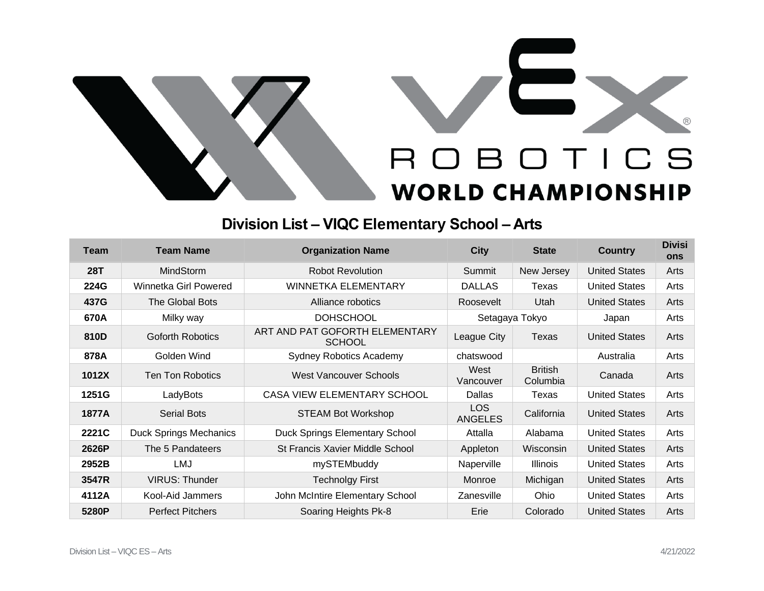# Division List – VIQC Elementary School – Arts

| Team | Team Name | Organization Name | City | State | Country | Divisions |
|---|---|---|---|---|---|---|
| **28T** | MindStorm | Robot Revolution | Summit | New Jersey | United States | Arts |
| **224G** | Winnetka Girl Powered | WINNETKA ELEMENTARY | DALLAS | Texas | United States | Arts |
| **437G** | The Global Bots | Alliance robotics | Roosevelt | Utah | United States | Arts |
| **670A** | Milky way | DOHSCHOOL | Setagaya Tokyo | | Japan | Arts |
| **810D** | Goforth Robotics | ART AND PAT GOFORTH ELEMENTARY SCHOOL | League City | Texas | United States | Arts |
| **878A** | Golden Wind | Sydney Robotics Academy | chatswood | | Australia | Arts |
| **1012X** | Ten Ton Robotics | West Vancouver Schools | West Vancouver | British Columbia | Canada | Arts |
| **1251G** | LadyBots | CASA VIEW ELEMENTARY SCHOOL | Dallas | Texas | United States | Arts |
| **1877A** | Serial Bots | STEAM Bot Workshop | LOS ANGELES | California | United States | Arts |
| **2221C** | Duck Springs Mechanics | Duck Springs Elementary School | Attalla | Alabama | United States | Arts |
| **2626P** | The 5 Pandateers | St Francis Xavier Middle School | Appleton | Wisconsin | United States | Arts |
| **2952B** | LMJ | mySTEMbuddy | Naperville | Illinois | United States | Arts |
| **3547R** | VIRUS: Thunder | Technolgy First | Monroe | Michigan | United States | Arts |
| **4112A** | Kool-Aid Jammers | John McIntire Elementary School | Zanesville | Ohio | United States | Arts |
| **5280P** | Perfect Pitchers | Soaring Heights Pk-8 | Erie | Colorado | United States | Arts |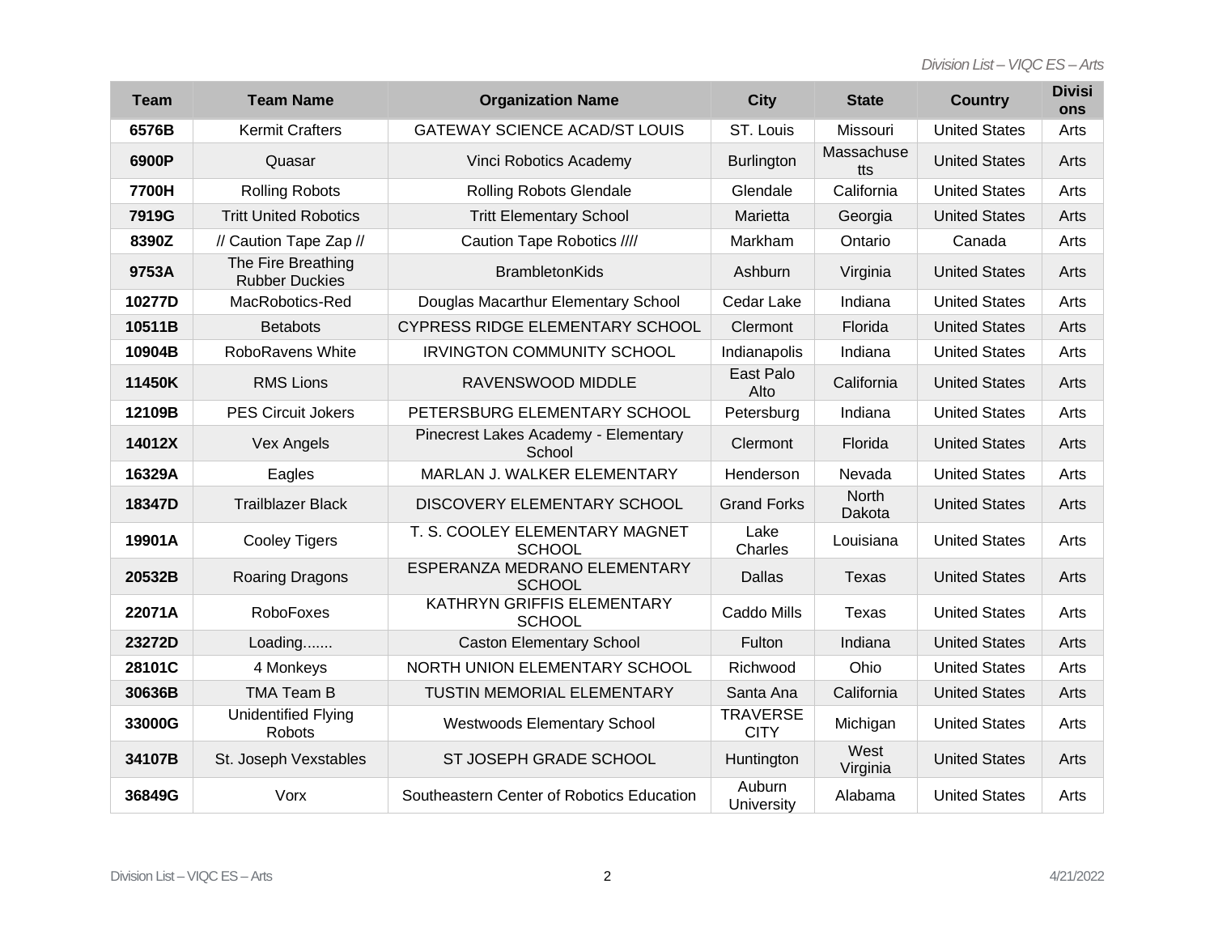| Team | Team Name | Organization Name | City | State | Country | Divisions |
|---|---|---|---|---|---|---|
| **6576B** | Kermit Crafters | GATEWAY SCIENCE ACAD/ST LOUIS | ST. Louis | Missouri | United States | Arts |
| **6900P** | Quasar | Vinci Robotics Academy | Burlington | Massachusetts | United States | Arts |
| **7700H** | Rolling Robots | Rolling Robots Glendale | Glendale | California | United States | Arts |
| **7919G** | Tritt United Robotics | Tritt Elementary School | Marietta | Georgia | United States | Arts |
| **8390Z** | // Caution Tape Zap // | Caution Tape Robotics //// | Markham | Ontario | Canada | Arts |
| **9753A** | The Fire Breathing Rubber Duckies | BrambletonKids | Ashburn | Virginia | United States | Arts |
| **10277D** | MacRobotics-Red | Douglas Macarthur Elementary School | Cedar Lake | Indiana | United States | Arts |
| **10511B** | Betabots | CYPRESS RIDGE ELEMENTARY SCHOOL | Clermont | Florida | United States | Arts |
| **10904B** | RoboRavens White | IRVINGTON COMMUNITY SCHOOL | Indianapolis | Indiana | United States | Arts |
| **11450K** | RMS Lions | RAVENSWOOD MIDDLE | East Palo Alto | California | United States | Arts |
| **12109B** | PES Circuit Jokers | PETERSBURG ELEMENTARY SCHOOL | Petersburg | Indiana | United States | Arts |
| **14012X** | Vex Angels | Pinecrest Lakes Academy - Elementary School | Clermont | Florida | United States | Arts |
| **16329A** | Eagles | MARLAN J. WALKER ELEMENTARY | Henderson | Nevada | United States | Arts |
| **18347D** | Trailblazer Black | DISCOVERY ELEMENTARY SCHOOL | Grand Forks | North Dakota | United States | Arts |
| **19901A** | Cooley Tigers | T. S. COOLEY ELEMENTARY MAGNET SCHOOL | Lake Charles | Louisiana | United States | Arts |
| **20532B** | Roaring Dragons | ESPERANZA MEDRANO ELEMENTARY SCHOOL | Dallas | Texas | United States | Arts |
| **22071A** | RoboFoxes | KATHRYN GRIFFIS ELEMENTARY SCHOOL | Caddo Mills | Texas | United States | Arts |
| **23272D** | Loading....... | Caston Elementary School | Fulton | Indiana | United States | Arts |
| **28101C** | 4 Monkeys | NORTH UNION ELEMENTARY SCHOOL | Richwood | Ohio | United States | Arts |
| **30636B** | TMA Team B | TUSTIN MEMORIAL ELEMENTARY | Santa Ana | California | United States | Arts |
| **33000G** | Unidentified Flying Robots | Westwoods Elementary School | TRAVERSE CITY | Michigan | United States | Arts |
| **34107B** | St. Joseph Vexstables | ST JOSEPH GRADE SCHOOL | Huntington | West Virginia | United States | Arts |
| **36849G** | Vorx | Southeastern Center of Robotics Education | Auburn University | Alabama | United States | Arts |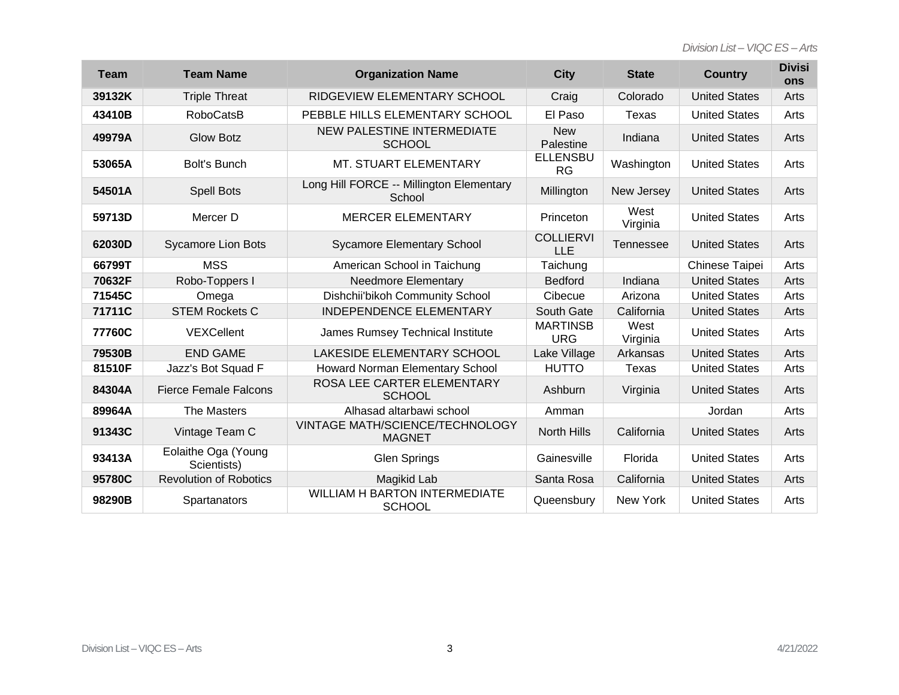| Team | Team Name | Organization Name | City | State | Country | Divisions |
|---|---|---|---|---|---|---|
| 39132K | Triple Threat | RIDGEVIEW ELEMENTARY SCHOOL | Craig | Colorado | United States | Arts |
| 43410B | RoboCatsB | PEBBLE HILLS ELEMENTARY SCHOOL | El Paso | Texas | United States | Arts |
| 49979A | Glow Botz | NEW PALESTINE INTERMEDIATE SCHOOL | New Palestine | Indiana | United States | Arts |
| 53065A | Bolt's Bunch | MT. STUART ELEMENTARY | ELLENSBURG | Washington | United States | Arts |
| 54501A | Spell Bots | Long Hill FORCE -- Millington Elementary School | Millington | New Jersey | United States | Arts |
| 59713D | Mercer D | MERCER ELEMENTARY | Princeton | West Virginia | United States | Arts |
| 62030D | Sycamore Lion Bots | Sycamore Elementary School | COLLIERVILLE | Tennessee | United States | Arts |
| 66799T | MSS | American School in Taichung | Taichung | | Chinese Taipei | Arts |
| 70632F | Robo-Toppers I | Needmore Elementary | Bedford | Indiana | United States | Arts |
| 71545C | Omega | Dishchii'bikoh Community School | Cibecue | Arizona | United States | Arts |
| 71711C | STEM Rockets C | INDEPENDENCE ELEMENTARY | South Gate | California | United States | Arts |
| 77760C | VEXCellent | James Rumsey Technical Institute | MARTINSBURG | West Virginia | United States | Arts |
| 79530B | END GAME | LAKESIDE ELEMENTARY SCHOOL | Lake Village | Arkansas | United States | Arts |
| 81510F | Jazz's Bot Squad F | Howard Norman Elementary School | HUTTO | Texas | United States | Arts |
| 84304A | Fierce Female Falcons | ROSA LEE CARTER ELEMENTARY SCHOOL | Ashburn | Virginia | United States | Arts |
| 89964A | The Masters | Alhasad altarbawi school | Amman | | Jordan | Arts |
| 91343C | Vintage Team C | VINTAGE MATH/SCIENCE/TECHNOLOGY MAGNET | North Hills | California | United States | Arts |
| 93413A | Eolaithe Oga (Young Scientists) | Glen Springs | Gainesville | Florida | United States | Arts |
| 95780C | Revolution of Robotics | Magikid Lab | Santa Rosa | California | United States | Arts |
| 98290B | Spartanators | WILLIAM H BARTON INTERMEDIATE SCHOOL | Queensbury | New York | United States | Arts |